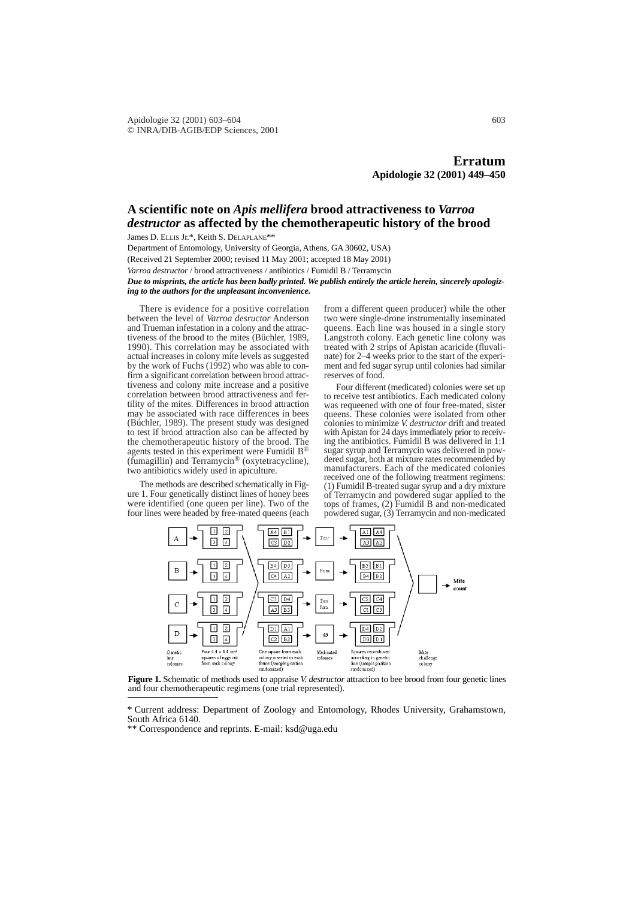# Erratum

**Apidologie 32 (2001) 449–450**

## A scientific note on *Apis mellifera* brood attractiveness to *Varroa destructor* as affected by the chemotherapeutic history of the brood

James D. ELLIS Jr.*, Keith S. DELAPLANE**

Department of Entomology, University of Georgia, Athens, GA 30602, USA)

(Received 21 September 2000; revised 11 May 2001; accepted 18 May 2001)

*Varroa destructor* / brood attractiveness / antibiotics / Fumidil B / Terramycin

***Due to misprints, the article has been badly printed. We publish entirely the article herein, sincerely apologizing to the authors for the unpleasant inconvenience.***

There is evidence for a positive correlation between the level of *Varroa desructor* Anderson and Trueman infestation in a colony and the attractiveness of the brood to the mites (Büchler, 1989, 1990). This correlation may be associated with actual increases in colony mite levels as suggested by the work of Fuchs (1992) who was able to confirm a significant correlation between brood attractiveness and colony mite increase and a positive correlation between brood attractiveness and fertility of the mites. Differences in brood attraction may be associated with race differences in bees (Büchler, 1989). The present study was designed to test if brood attraction also can be affected by the chemotherapeutic history of the brood. The agents tested in this experiment were Fumidil B® (fumagillin) and Terramycin® (oxytetracycline), two antibiotics widely used in apiculture.

The methods are described schematically in Figure 1. Four genetically distinct lines of honey bees were identified (one queen per line). Two of the four lines were headed by free-mated queens (each from a different queen producer) while the other two were single-drone instrumentally inseminated queens. Each line was housed in a single story Langstroth colony. Each genetic line colony was treated with 2 strips of Apistan acaricide (fluvalinate) for 2–4 weeks prior to the start of the experiment and fed sugar syrup until colonies had similar reserves of food.

Four different (medicated) colonies were set up to receive test antibiotics. Each medicated colony was requeened with one of four free-mated, sister queens. These colonies were isolated from other colonies to minimize *V. destructor* drift and treated with Apistan for 24 days immediately prior to receiving the antibiotics. Fumidil B was delivered in 1:1 sugar syrup and Terramycin was delivered in powdered sugar, both at mixture rates recommended by manufacturers. Each of the medicated colonies received one of the following treatment regimens: (1) Fumidil B-treated sugar syrup and a dry mixture of Terramycin and powdered sugar applied to the tops of frames, (2) Fumidil B and non-medicated powdered sugar, (3) Terramycin and non-medicated

A
B
C
D
1 2 3 4
A4 B1 C3 D2
B4 D3 C4 A2
C1 D4 A3 B3
D1 A1 C2 B2
Terr
Fum
Terr/fum
Ø
A1 A4 A3 A2
B3 B1 B4 B2
C2 C4 C1 C3
D4 D2 D3 D1
Mite count
Genetic line colonies
Four 4.4 × 4.4 cm² squares of eggs cut from each colony
One square from each colony inserted in each frame (sample position randomized)
Medicated colonies
Squares recombined according to genetic line (sample position randomized)
Mite challenge colony

**Figure 1.** Schematic of methods used to appraise *V. destructor* attraction to bee brood from four genetic lines and four chemotherapeutic regimens (one trial represented).

\* Current address: Department of Zoology and Entomology, Rhodes University, Grahamstown, South Africa 6140.

\*\* Correspondence and reprints. E-mail: ksd@uga.edu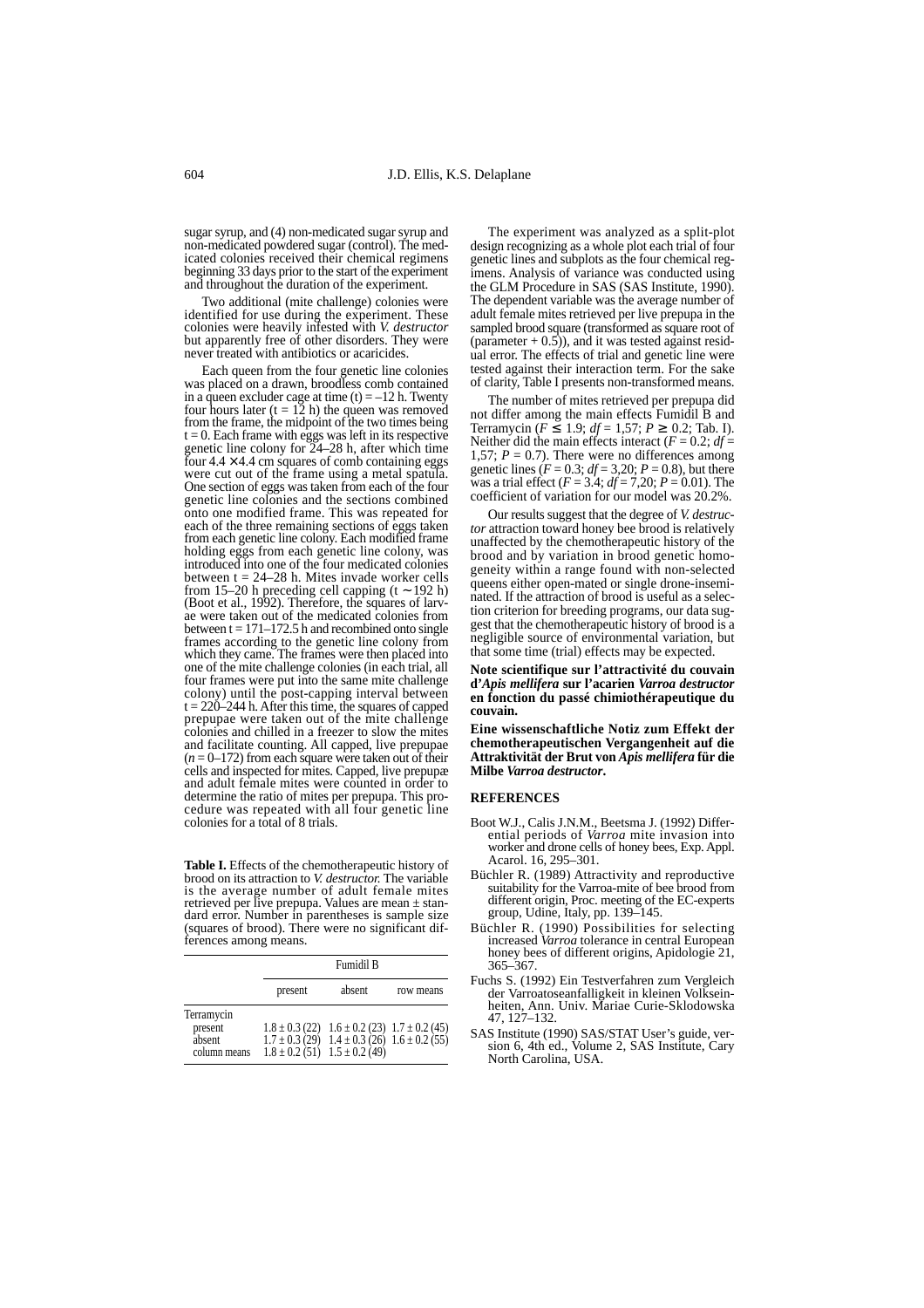sugar syrup, and (4) non-medicated sugar syrup and non-medicated powdered sugar (control). The medicated colonies received their chemical regimens beginning 33 days prior to the start of the experiment and throughout the duration of the experiment.

Two additional (mite challenge) colonies were identified for use during the experiment. These colonies were heavily infested with *V. destructor* but apparently free of other disorders. They were never treated with antibiotics or acaricides.

Each queen from the four genetic line colonies was placed on a drawn, broodless comb contained in a queen excluder cage at time (t) = –12 h. Twenty four hours later (t = 12 h) the queen was removed from the frame, the midpoint of the two times being t = 0. Each frame with eggs was left in its respective genetic line colony for 24–28 h, after which time four 4.4 × 4.4 cm squares of comb containing eggs were cut out of the frame using a metal spatula. One section of eggs was taken from each of the four genetic line colonies and the sections combined onto one modified frame. This was repeated for each of the three remaining sections of eggs taken from each genetic line colony. Each modified frame holding eggs from each genetic line colony, was introduced into one of the four medicated colonies between t = 24–28 h. Mites invade worker cells from 15–20 h preceding cell capping (t ~ 192 h) (Boot et al., 1992). Therefore, the squares of larvae were taken out of the medicated colonies from between t = 171–172.5 h and recombined onto single frames according to the genetic line colony from which they came. The frames were then placed into one of the mite challenge colonies (in each trial, all four frames were put into the same mite challenge colony) until the post-capping interval between t = 220–244 h. After this time, the squares of capped prepupae were taken out of the mite challenge colonies and chilled in a freezer to slow the mites and facilitate counting. All capped, live prepupae ($n$ = 0–172) from each square were taken out of their cells and inspected for mites. Capped, live prepupæ and adult female mites were counted in order to determine the ratio of mites per prepupa. This procedure was repeated with all four genetic line colonies for a total of 8 trials.

**Table I.** Effects of the chemotherapeutic history of brood on its attraction to *V. destructor*. The variable is the average number of adult female mites retrieved per live prepupa. Values are mean ± standard error. Number in parentheses is sample size (squares of brood). There were no significant differences among means.

| | Fumidil B | | |
|---|---|---|---|
| | present | absent | row means |
| Terramycin | | | |
| present | 1.8 ± 0.3 (22) | 1.6 ± 0.2 (23) | 1.7 ± 0.2 (45) |
| absent | 1.7 ± 0.3 (29) | 1.4 ± 0.3 (26) | 1.6 ± 0.2 (55) |
| column means | 1.8 ± 0.2 (51) | 1.5 ± 0.2 (49) | |

The experiment was analyzed as a split-plot design recognizing as a whole plot each trial of four genetic lines and subplots as the four chemical regimens. Analysis of variance was conducted using the GLM Procedure in SAS (SAS Institute, 1990). The dependent variable was the average number of adult female mites retrieved per live prepupa in the sampled brood square (transformed as square root of (parameter + 0.5)), and it was tested against residual error. The effects of trial and genetic line were tested against their interaction term. For the sake of clarity, Table I presents non-transformed means.

The number of mites retrieved per prepupa did not differ among the main effects Fumidil B and Terramycin ($F \leq 1.9$; $df$ = 1,57; $P \geq 0.2$; Tab. I). Neither did the main effects interact ($F = 0.2$; $df$ = 1,57; $P = 0.7$). There were no differences among genetic lines ($F = 0.3$; $df$ = 3,20; $P = 0.8$), but there was a trial effect ($F = 3.4$; $df$ = 7,20; $P = 0.01$). The coefficient of variation for our model was 20.2%.

Our results suggest that the degree of *V. destructor* attraction toward honey bee brood is relatively unaffected by the chemotherapeutic history of the brood and by variation in brood genetic homogeneity within a range found with non-selected queens either open-mated or single drone-inseminated. If the attraction of brood is useful as a selection criterion for breeding programs, our data suggest that the chemotherapeutic history of brood is a negligible source of environmental variation, but that some time (trial) effects may be expected.

**Note scientifique sur l'attractivité du couvain d'*Apis mellifera* sur l'acarien *Varroa destructor* en fonction du passé chimiothérapeutique du couvain.**

**Eine wissenschaftliche Notiz zum Effekt der chemotherapeutischen Vergangenheit auf die Attraktivität der Brut von *Apis mellifera* für die Milbe *Varroa destructor*.**

## REFERENCES

Boot W.J., Calis J.N.M., Beetsma J. (1992) Differential periods of *Varroa* mite invasion into worker and drone cells of honey bees, Exp. Appl. Acarol. 16, 295–301.

Büchler R. (1989) Attractivity and reproductive suitability for the Varroa-mite of bee brood from different origin, Proc. meeting of the EC-experts group, Udine, Italy, pp. 139–145.

Büchler R. (1990) Possibilities for selecting increased *Varroa* tolerance in central European honey bees of different origins, Apidologie 21, 365–367.

Fuchs S. (1992) Ein Testverfahren zum Vergleich der Varroatoseanfalligkeit in kleinen Volkseinheiten, Ann. Univ. Mariae Curie-Sklodowska 47, 127–132.

SAS Institute (1990) SAS/STAT User's guide, version 6, 4th ed., Volume 2, SAS Institute, Cary North Carolina, USA.